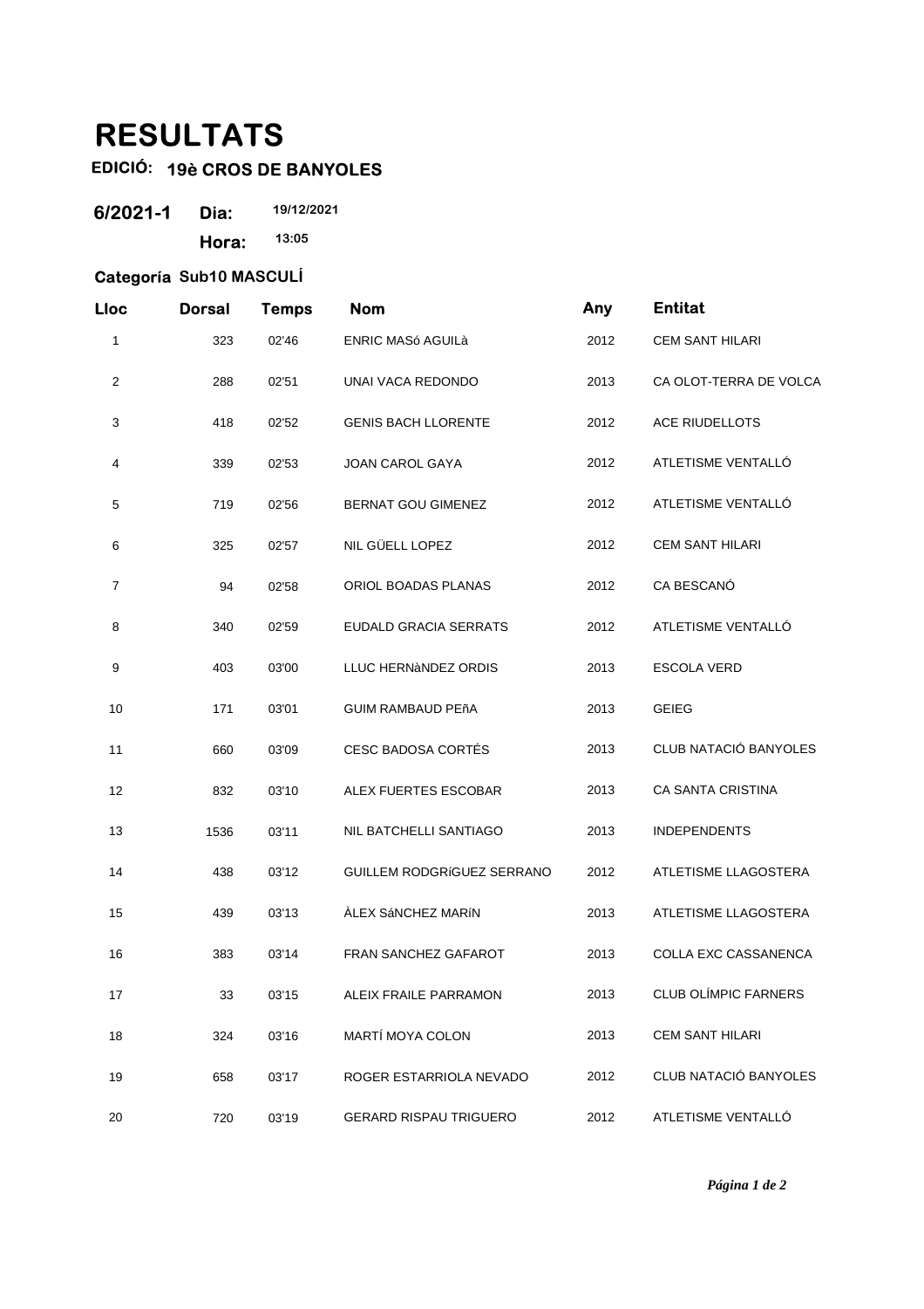# RESULTATS

**EDICIÓ: 19è CROS DE BANYOLES**

**6/2021-1** **Dia:** 19/12/2021

**Hora:** 13:05

**Categoría Sub10 MASCULÍ**

| Lloc | Dorsal | Temps | Nom | Any | Entitat |
|---|---|---|---|---|---|
| 1 | 323 | 02'46 | ENRIC MASó AGUILà | 2012 | CEM SANT HILARI |
| 2 | 288 | 02'51 | UNAI VACA REDONDO | 2013 | CA OLOT-TERRA DE VOLCA |
| 3 | 418 | 02'52 | GENIS BACH LLORENTE | 2012 | ACE RIUDELLOTS |
| 4 | 339 | 02'53 | JOAN CAROL GAYA | 2012 | ATLETISME VENTALLÓ |
| 5 | 719 | 02'56 | BERNAT GOU GIMENEZ | 2012 | ATLETISME VENTALLÓ |
| 6 | 325 | 02'57 | NIL GÜELL LOPEZ | 2012 | CEM SANT HILARI |
| 7 | 94 | 02'58 | ORIOL BOADAS PLANAS | 2012 | CA BESCANÓ |
| 8 | 340 | 02'59 | EUDALD GRACIA SERRATS | 2012 | ATLETISME VENTALLÓ |
| 9 | 403 | 03'00 | LLUC HERNàNDEZ ORDIS | 2013 | ESCOLA VERD |
| 10 | 171 | 03'01 | GUIM RAMBAUD PEñA | 2013 | GEIEG |
| 11 | 660 | 03'09 | CESC BADOSA CORTÉS | 2013 | CLUB NATACIÓ BANYOLES |
| 12 | 832 | 03'10 | ALEX FUERTES ESCOBAR | 2013 | CA SANTA CRISTINA |
| 13 | 1536 | 03'11 | NIL BATCHELLI SANTIAGO | 2013 | INDEPENDENTS |
| 14 | 438 | 03'12 | GUILLEM RODGRíGUEZ SERRANO | 2012 | ATLETISME LLAGOSTERA |
| 15 | 439 | 03'13 | ÀLEX SáNCHEZ MARíN | 2013 | ATLETISME LLAGOSTERA |
| 16 | 383 | 03'14 | FRAN SANCHEZ GAFAROT | 2013 | COLLA EXC CASSANENCA |
| 17 | 33 | 03'15 | ALEIX FRAILE PARRAMON | 2013 | CLUB OLÍMPIC FARNERS |
| 18 | 324 | 03'16 | MARTÍ MOYA COLON | 2013 | CEM SANT HILARI |
| 19 | 658 | 03'17 | ROGER ESTARRIOLA NEVADO | 2012 | CLUB NATACIÓ BANYOLES |
| 20 | 720 | 03'19 | GERARD RISPAU TRIGUERO | 2012 | ATLETISME VENTALLÓ |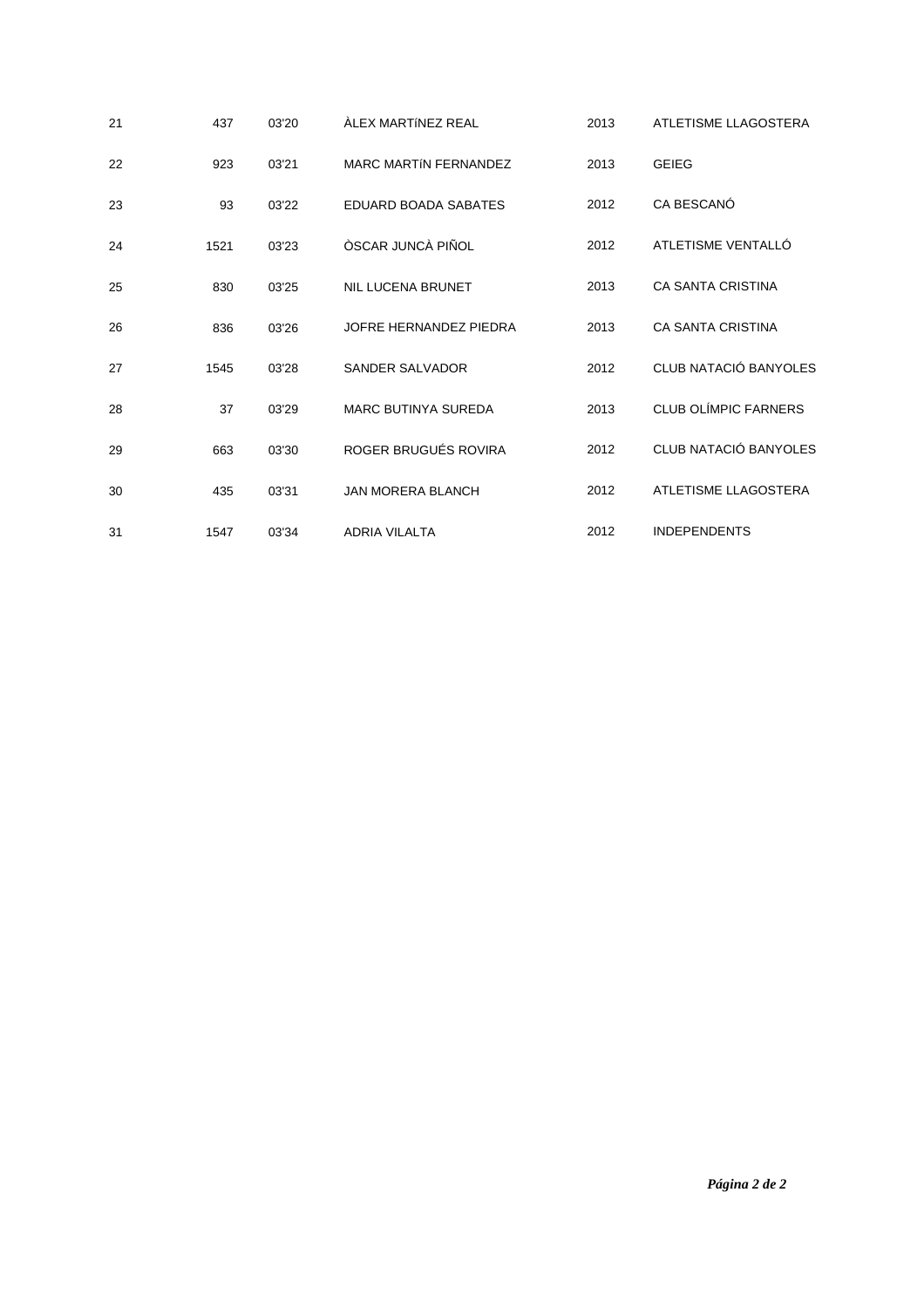| | | | | | |
|---|---|---|---|---|---|
| 21 | 437 | 03'20 | ÀLEX MARTíNEZ REAL | 2013 | ATLETISME LLAGOSTERA |
| 22 | 923 | 03'21 | MARC MARTíN FERNANDEZ | 2013 | GEIEG |
| 23 | 93 | 03'22 | EDUARD BOADA SABATES | 2012 | CA BESCANÓ |
| 24 | 1521 | 03'23 | ÒSCAR JUNCÀ PIÑOL | 2012 | ATLETISME VENTALLÓ |
| 25 | 830 | 03'25 | NIL LUCENA BRUNET | 2013 | CA SANTA CRISTINA |
| 26 | 836 | 03'26 | JOFRE HERNANDEZ PIEDRA | 2013 | CA SANTA CRISTINA |
| 27 | 1545 | 03'28 | SANDER SALVADOR | 2012 | CLUB NATACIÓ BANYOLES |
| 28 | 37 | 03'29 | MARC BUTINYA SUREDA | 2013 | CLUB OLÍMPIC FARNERS |
| 29 | 663 | 03'30 | ROGER BRUGUÉS ROVIRA | 2012 | CLUB NATACIÓ BANYOLES |
| 30 | 435 | 03'31 | JAN MORERA BLANCH | 2012 | ATLETISME LLAGOSTERA |
| 31 | 1547 | 03'34 | ADRIA VILALTA | 2012 | INDEPENDENTS |